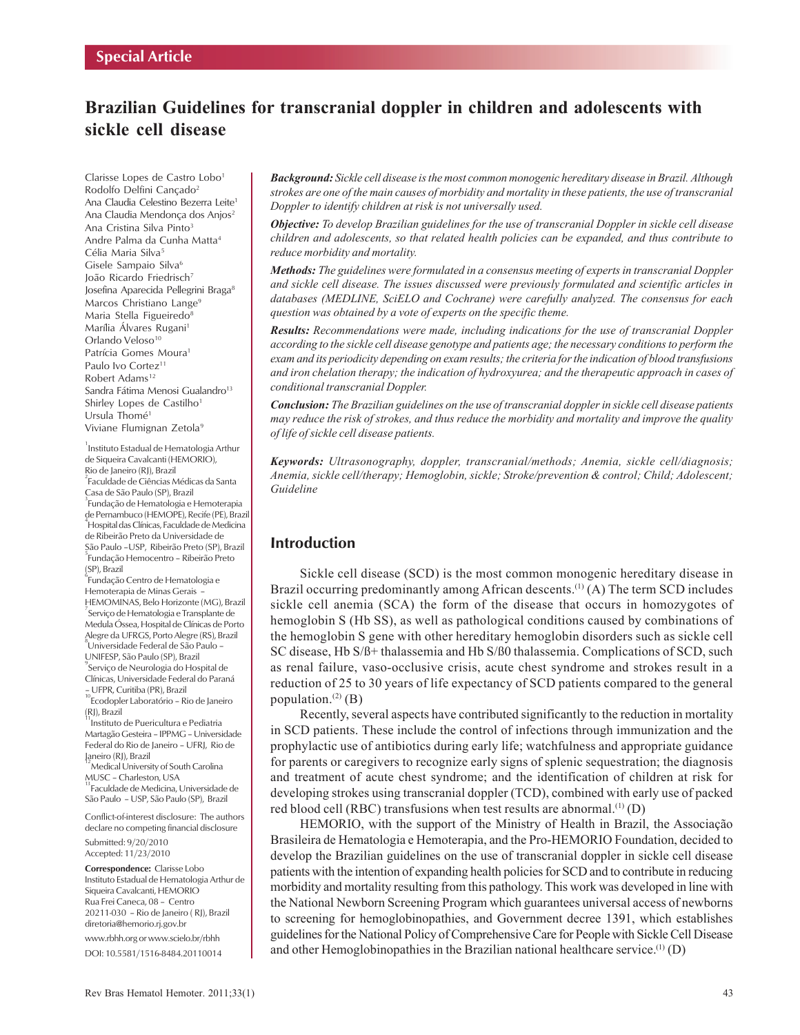Special Article

# Brazilian Guidelines for transcranial doppler in children and adolescents with sickle cell disease

Clarisse Lopes de Castro Lobo[1]
Rodolfo Delfini Cançado[2]
Ana Claudia Celestino Bezerra Leite[1]
Ana Claudia Mendonça dos Anjos[2]
Ana Cristina Silva Pinto[3]
Andre Palma da Cunha Matta[4]
Célia Maria Silva[5]
Gisele Sampaio Silva[6]
João Ricardo Friedrisch[7]
Josefina Aparecida Pellegrini Braga[8]
Marcos Christiano Lange[9]
Maria Stella Figueiredo[8]
Marília Álvares Rugani[1]
Orlando Veloso[10]
Patrícia Gomes Moura[1]
Paulo Ivo Cortez[11]
Robert Adams[12]
Sandra Fátima Menosi Gualandro[13]
Shirley Lopes de Castilho[1]
Ursula Thomé[1]
Viviane Flumignan Zetola[9]

[1]Instituto Estadual de Hematologia Arthur de Siqueira Cavalcanti (HEMORIO), Rio de Janeiro (RJ), Brazil
[2]Faculdade de Ciências Médicas da Santa Casa de São Paulo (SP), Brazil
[3]Fundação de Hematologia e Hemoterapia de Pernambuco (HEMOPE), Recife (PE), Brazil
[4]Hospital das Clínicas, Faculdade de Medicina de Ribeirão Preto da Universidade de São Paulo –USP, Ribeirão Preto (SP), Brazil
[5]Fundação Hemocentro – Ribeirão Preto (SP), Brazil
[6]Fundação Centro de Hematologia e Hemoterapia de Minas Gerais – HEMOMINAS, Belo Horizonte (MG), Brazil
[7]Serviço de Hematologia e Transplante de Medula Óssea, Hospital de Clínicas de Porto Alegre da UFRGS, Porto Alegre (RS), Brazil
[8]Universidade Federal de São Paulo – UNIFESP, São Paulo (SP), Brazil
[9]Serviço de Neurologia do Hospital de Clínicas, Universidade Federal do Paraná – UFPR, Curitiba (PR), Brazil
[10]Ecodopler Laboratório – Rio de Janeiro (RJ), Brazil
[11]Instituto de Puericultura e Pediatria Martagão Gesteira – IPPMG – Universidade Federal do Rio de Janeiro – UFRJ, Rio de Janeiro (RJ), Brazil
[12]Medical University of South Carolina MUSC – Charleston, USA
[13]Faculdade de Medicina, Universidade de São Paulo – USP, São Paulo (SP), Brazil

Conflict-of-interest disclosure: The authors declare no competing financial disclosure

Submitted: 9/20/2010
Accepted: 11/23/2010

**Correspondence:** Clarisse Lobo
Instituto Estadual de Hematologia Arthur de Siqueira Cavalcanti, HEMORIO
Rua Frei Caneca, 08 – Centro
20211-030 – Rio de Janeiro ( RJ), Brazil
diretoria@hemorio.rj.gov.br

www.rbhh.org or www.scielo.br/rbhh

DOI: 10.5581/1516-8484.20110014

***Background:*** *Sickle cell disease is the most common monogenic hereditary disease in Brazil. Although strokes are one of the main causes of morbidity and mortality in these patients, the use of transcranial Doppler to identify children at risk is not universally used.*

***Objective:*** *To develop Brazilian guidelines for the use of transcranial Doppler in sickle cell disease children and adolescents, so that related health policies can be expanded, and thus contribute to reduce morbidity and mortality.*

***Methods:*** *The guidelines were formulated in a consensus meeting of experts in transcranial Doppler and sickle cell disease. The issues discussed were previously formulated and scientific articles in databases (MEDLINE, SciELO and Cochrane) were carefully analyzed. The consensus for each question was obtained by a vote of experts on the specific theme.*

***Results:*** *Recommendations were made, including indications for the use of transcranial Doppler according to the sickle cell disease genotype and patients age; the necessary conditions to perform the exam and its periodicity depending on exam results; the criteria for the indication of blood transfusions and iron chelation therapy; the indication of hydroxyurea; and the therapeutic approach in cases of conditional transcranial Doppler.*

***Conclusion:*** *The Brazilian guidelines on the use of transcranial doppler in sickle cell disease patients may reduce the risk of strokes, and thus reduce the morbidity and mortality and improve the quality of life of sickle cell disease patients.*

***Keywords:*** *Ultrasonography, doppler, transcranial/methods; Anemia, sickle cell/diagnosis; Anemia, sickle cell/therapy; Hemoglobin, sickle; Stroke/prevention & control; Child; Adolescent; Guideline*

## Introduction

Sickle cell disease (SCD) is the most common monogenic hereditary disease in Brazil occurring predominantly among African descents.[1] (A) The term SCD includes sickle cell anemia (SCA) the form of the disease that occurs in homozygotes of hemoglobin S (Hb SS), as well as pathological conditions caused by combinations of the hemoglobin S gene with other hereditary hemoglobin disorders such as sickle cell SC disease, Hb S/ß+ thalassemia and Hb S/ß0 thalassemia. Complications of SCD, such as renal failure, vaso-occlusive crisis, acute chest syndrome and strokes result in a reduction of 25 to 30 years of life expectancy of SCD patients compared to the general population.[2] (B)

Recently, several aspects have contributed significantly to the reduction in mortality in SCD patients. These include the control of infections through immunization and the prophylactic use of antibiotics during early life; watchfulness and appropriate guidance for parents or caregivers to recognize early signs of splenic sequestration; the diagnosis and treatment of acute chest syndrome; and the identification of children at risk for developing strokes using transcranial doppler (TCD), combined with early use of packed red blood cell (RBC) transfusions when test results are abnormal.[1] (D)

HEMORIO, with the support of the Ministry of Health in Brazil, the Associação Brasileira de Hematologia e Hemoterapia, and the Pro-HEMORIO Foundation, decided to develop the Brazilian guidelines on the use of transcranial doppler in sickle cell disease patients with the intention of expanding health policies for SCD and to contribute in reducing morbidity and mortality resulting from this pathology. This work was developed in line with the National Newborn Screening Program which guarantees universal access of newborns to screening for hemoglobinopathies, and Government decree 1391, which establishes guidelines for the National Policy of Comprehensive Care for People with Sickle Cell Disease and other Hemoglobinopathies in the Brazilian national healthcare service.[1] (D)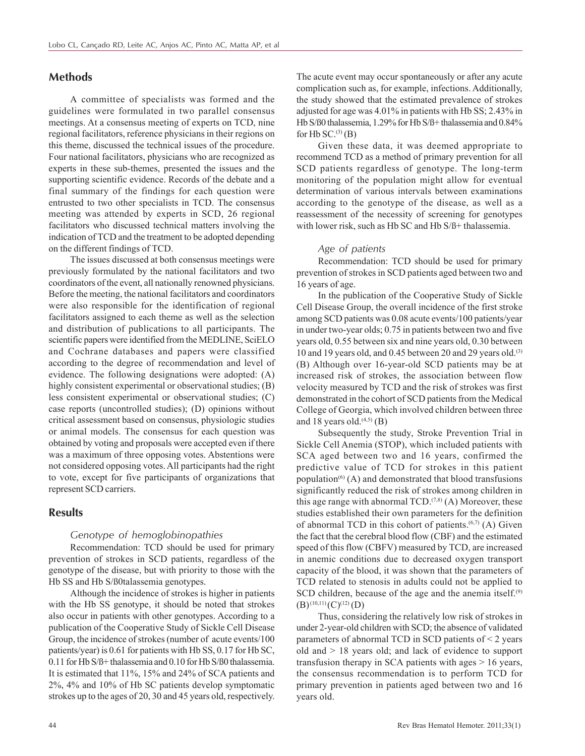## Methods

A committee of specialists was formed and the guidelines were formulated in two parallel consensus meetings. At a consensus meeting of experts on TCD, nine regional facilitators, reference physicians in their regions on this theme, discussed the technical issues of the procedure. Four national facilitators, physicians who are recognized as experts in these sub-themes, presented the issues and the supporting scientific evidence. Records of the debate and a final summary of the findings for each question were entrusted to two other specialists in TCD. The consensus meeting was attended by experts in SCD, 26 regional facilitators who discussed technical matters involving the indication of TCD and the treatment to be adopted depending on the different findings of TCD.

The issues discussed at both consensus meetings were previously formulated by the national facilitators and two coordinators of the event, all nationally renowned physicians. Before the meeting, the national facilitators and coordinators were also responsible for the identification of regional facilitators assigned to each theme as well as the selection and distribution of publications to all participants. The scientific papers were identified from the MEDLINE, SciELO and Cochrane databases and papers were classified according to the degree of recommendation and level of evidence. The following designations were adopted: (A) highly consistent experimental or observational studies; (B) less consistent experimental or observational studies; (C) case reports (uncontrolled studies); (D) opinions without critical assessment based on consensus, physiologic studies or animal models. The consensus for each question was obtained by voting and proposals were accepted even if there was a maximum of three opposing votes. Abstentions were not considered opposing votes. All participants had the right to vote, except for five participants of organizations that represent SCD carriers.

## Results

### *Genotype of hemoglobinopathies*

Recommendation: TCD should be used for primary prevention of strokes in SCD patients, regardless of the genotype of the disease, but with priority to those with the Hb SS and Hb S/ß0talassemia genotypes.

Although the incidence of strokes is higher in patients with the Hb SS genotype, it should be noted that strokes also occur in patients with other genotypes. According to a publication of the Cooperative Study of Sickle Cell Disease Group, the incidence of strokes (number of acute events/100 patients/year) is 0.61 for patients with Hb SS, 0.17 for Hb SC, 0.11 for Hb S/ß+ thalassemia and 0.10 for Hb S/ß0 thalassemia. It is estimated that 11%, 15% and 24% of SCA patients and 2%, 4% and 10% of Hb SC patients develop symptomatic strokes up to the ages of 20, 30 and 45 years old, respectively. The acute event may occur spontaneously or after any acute complication such as, for example, infections. Additionally, the study showed that the estimated prevalence of strokes adjusted for age was 4.01% in patients with Hb SS; 2.43% in Hb S/ß0 thalassemia, 1.29% for Hb S/ß+ thalassemia and 0.84% for Hb SC.[3] (B)

Given these data, it was deemed appropriate to recommend TCD as a method of primary prevention for all SCD patients regardless of genotype. The long-term monitoring of the population might allow for eventual determination of various intervals between examinations according to the genotype of the disease, as well as a reassessment of the necessity of screening for genotypes with lower risk, such as Hb SC and Hb S/ß+ thalassemia.

### *Age of patients*

Recommendation: TCD should be used for primary prevention of strokes in SCD patients aged between two and 16 years of age.

In the publication of the Cooperative Study of Sickle Cell Disease Group, the overall incidence of the first stroke among SCD patients was 0.08 acute events/100 patients/year in under two-year olds; 0.75 in patients between two and five years old, 0.55 between six and nine years old, 0.30 between 10 and 19 years old, and 0.45 between 20 and 29 years old.[3] (B) Although over 16-year-old SCD patients may be at increased risk of strokes, the association between flow velocity measured by TCD and the risk of strokes was first demonstrated in the cohort of SCD patients from the Medical College of Georgia, which involved children between three and 18 years old.[4,5] (B)

Subsequently the study, Stroke Prevention Trial in Sickle Cell Anemia (STOP), which included patients with SCA aged between two and 16 years, confirmed the predictive value of TCD for strokes in this patient population[6] (A) and demonstrated that blood transfusions significantly reduced the risk of strokes among children in this age range with abnormal TCD.[7,8] (A) Moreover, these studies established their own parameters for the definition of abnormal TCD in this cohort of patients.[6,7] (A) Given the fact that the cerebral blood flow (CBF) and the estimated speed of this flow (CBFV) measured by TCD, are increased in anemic conditions due to decreased oxygen transport capacity of the blood, it was shown that the parameters of TCD related to stenosis in adults could not be applied to SCD children, because of the age and the anemia itself.[9] (B)[10,11] (C)[12] (D)

Thus, considering the relatively low risk of strokes in under 2-year-old children with SCD; the absence of validated parameters of abnormal TCD in SCD patients of < 2 years old and > 18 years old; and lack of evidence to support transfusion therapy in SCA patients with ages > 16 years, the consensus recommendation is to perform TCD for primary prevention in patients aged between two and 16 years old.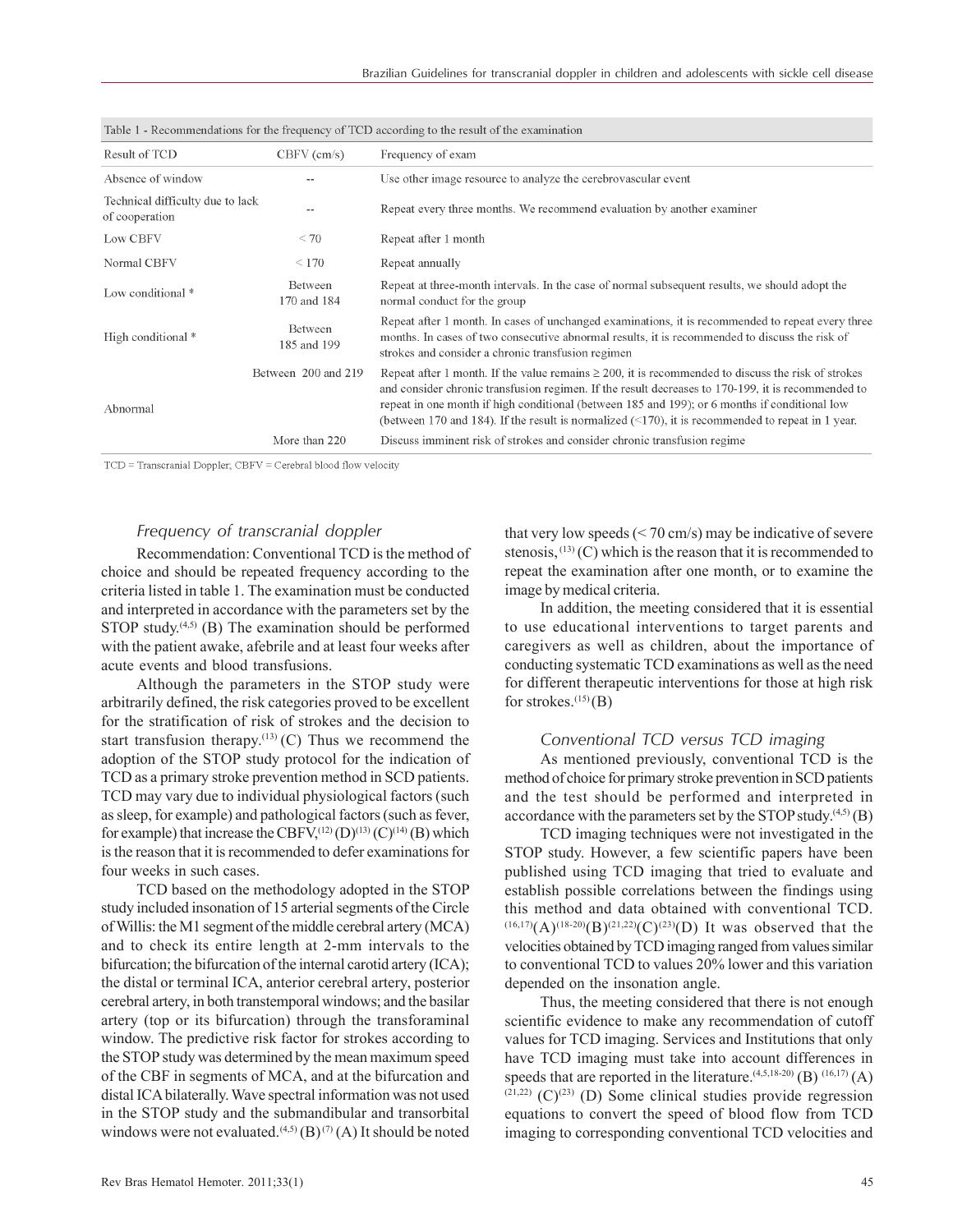Table 1 - Recommendations for the frequency of TCD according to the result of the examination

| Result of TCD | CBFV (cm/s) | Frequency of exam |
|---|---|---|
| Absence of window | -- | Use other image resource to analyze the cerebrovascular event |
| Technical difficulty due to lack of cooperation | -- | Repeat every three months. We recommend evaluation by another examiner |
| Low CBFV | < 70 | Repeat after 1 month |
| Normal CBFV | < 170 | Repeat annually |
| Low conditional * | Between 170 and 184 | Repeat at three-month intervals. In the case of normal subsequent results, we should adopt the normal conduct for the group |
| High conditional * | Between 185 and 199 | Repeat after 1 month. In cases of unchanged examinations, it is recommended to repeat every three months. In cases of two consecutive abnormal results, it is recommended to discuss the risk of strokes and consider a chronic transfusion regimen |
| Abnormal | Between 200 and 219 | Repeat after 1 month. If the value remains ≥ 200, it is recommended to discuss the risk of strokes and consider chronic transfusion regimen. If the result decreases to 170-199, it is recommended to repeat in one month if high conditional (between 185 and 199); or 6 months if conditional low (between 170 and 184). If the result is normalized (<170), it is recommended to repeat in 1 year. |
| | More than 220 | Discuss imminent risk of strokes and consider chronic transfusion regime |

TCD = Transcranial Doppler; CBFV = Cerebral blood flow velocity

### *Frequency of transcranial doppler*

Recommendation: Conventional TCD is the method of choice and should be repeated frequency according to the criteria listed in table 1. The examination must be conducted and interpreted in accordance with the parameters set by the STOP study.[4,5] (B) The examination should be performed with the patient awake, afebrile and at least four weeks after acute events and blood transfusions.

Although the parameters in the STOP study were arbitrarily defined, the risk categories proved to be excellent for the stratification of risk of strokes and the decision to start transfusion therapy.[13] (C) Thus we recommend the adoption of the STOP study protocol for the indication of TCD as a primary stroke prevention method in SCD patients. TCD may vary due to individual physiological factors (such as sleep, for example) and pathological factors (such as fever, for example) that increase the CBFV,[12] (D)[13] (C)[14] (B) which is the reason that it is recommended to defer examinations for four weeks in such cases.

TCD based on the methodology adopted in the STOP study included insonation of 15 arterial segments of the Circle of Willis: the M1 segment of the middle cerebral artery (MCA) and to check its entire length at 2-mm intervals to the bifurcation; the bifurcation of the internal carotid artery (ICA); the distal or terminal ICA, anterior cerebral artery, posterior cerebral artery, in both transtemporal windows; and the basilar artery (top or its bifurcation) through the transforaminal window. The predictive risk factor for strokes according to the STOP study was determined by the mean maximum speed of the CBF in segments of MCA, and at the bifurcation and distal ICA bilaterally. Wave spectral information was not used in the STOP study and the submandibular and transorbital windows were not evaluated.[4,5] (B)[7] (A) It should be noted that very low speeds (< 70 cm/s) may be indicative of severe stenosis,[13] (C) which is the reason that it is recommended to repeat the examination after one month, or to examine the image by medical criteria.

In addition, the meeting considered that it is essential to use educational interventions to target parents and caregivers as well as children, about the importance of conducting systematic TCD examinations as well as the need for different therapeutic interventions for those at high risk for strokes.[15] (B)

### *Conventional TCD versus TCD imaging*

As mentioned previously, conventional TCD is the method of choice for primary stroke prevention in SCD patients and the test should be performed and interpreted in accordance with the parameters set by the STOP study.[4,5] (B)

TCD imaging techniques were not investigated in the STOP study. However, a few scientific papers have been published using TCD imaging that tried to evaluate and establish possible correlations between the findings using this method and data obtained with conventional TCD.[16,17](A)[18-20](B)[21,22](C)[23](D) It was observed that the velocities obtained by TCD imaging ranged from values similar to conventional TCD to values 20% lower and this variation depended on the insonation angle.

Thus, the meeting considered that there is not enough scientific evidence to make any recommendation of cutoff values for TCD imaging. Services and Institutions that only have TCD imaging must take into account differences in speeds that are reported in the literature.[4,5,18-20] (B) [16,17] (A) [21,22] (C)[23] (D) Some clinical studies provide regression equations to convert the speed of blood flow from TCD imaging to corresponding conventional TCD velocities and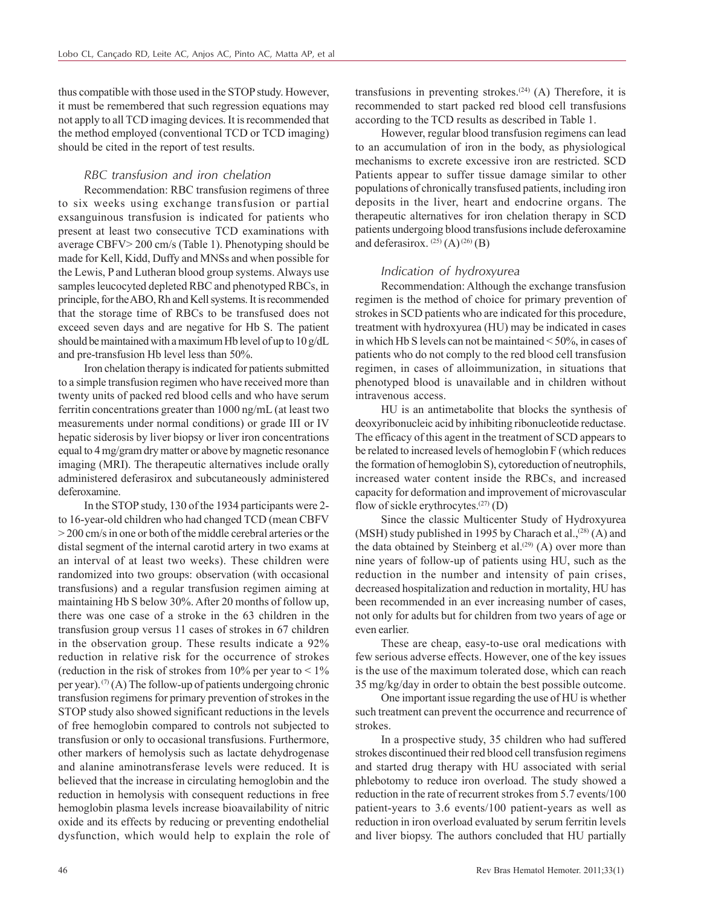thus compatible with those used in the STOP study. However, it must be remembered that such regression equations may not apply to all TCD imaging devices. It is recommended that the method employed (conventional TCD or TCD imaging) should be cited in the report of test results.

### *RBC transfusion and iron chelation*

Recommendation: RBC transfusion regimens of three to six weeks using exchange transfusion or partial exsanguinous transfusion is indicated for patients who present at least two consecutive TCD examinations with average CBFV> 200 cm/s (Table 1). Phenotyping should be made for Kell, Kidd, Duffy and MNSs and when possible for the Lewis, P and Lutheran blood group systems. Always use samples leucocyted depleted RBC and phenotyped RBCs, in principle, for the ABO, Rh and Kell systems. It is recommended that the storage time of RBCs to be transfused does not exceed seven days and are negative for Hb S. The patient should be maintained with a maximum Hb level of up to 10 g/dL and pre-transfusion Hb level less than 50%.

Iron chelation therapy is indicated for patients submitted to a simple transfusion regimen who have received more than twenty units of packed red blood cells and who have serum ferritin concentrations greater than 1000 ng/mL (at least two measurements under normal conditions) or grade III or IV hepatic siderosis by liver biopsy or liver iron concentrations equal to 4 mg/gram dry matter or above by magnetic resonance imaging (MRI). The therapeutic alternatives include orally administered deferasirox and subcutaneously administered deferoxamine.

In the STOP study, 130 of the 1934 participants were 2- to 16-year-old children who had changed TCD (mean CBFV > 200 cm/s in one or both of the middle cerebral arteries or the distal segment of the internal carotid artery in two exams at an interval of at least two weeks). These children were randomized into two groups: observation (with occasional transfusions) and a regular transfusion regimen aiming at maintaining Hb S below 30%. After 20 months of follow up, there was one case of a stroke in the 63 children in the transfusion group versus 11 cases of strokes in 67 children in the observation group. These results indicate a 92% reduction in relative risk for the occurrence of strokes (reduction in the risk of strokes from 10% per year to < 1% per year).[7] (A) The follow-up of patients undergoing chronic transfusion regimens for primary prevention of strokes in the STOP study also showed significant reductions in the levels of free hemoglobin compared to controls not subjected to transfusion or only to occasional transfusions. Furthermore, other markers of hemolysis such as lactate dehydrogenase and alanine aminotransferase levels were reduced. It is believed that the increase in circulating hemoglobin and the reduction in hemolysis with consequent reductions in free hemoglobin plasma levels increase bioavailability of nitric oxide and its effects by reducing or preventing endothelial dysfunction, which would help to explain the role of transfusions in preventing strokes.[24] (A) Therefore, it is recommended to start packed red blood cell transfusions according to the TCD results as described in Table 1.

However, regular blood transfusion regimens can lead to an accumulation of iron in the body, as physiological mechanisms to excrete excessive iron are restricted. SCD Patients appear to suffer tissue damage similar to other populations of chronically transfused patients, including iron deposits in the liver, heart and endocrine organs. The therapeutic alternatives for iron chelation therapy in SCD patients undergoing blood transfusions include deferoxamine and deferasirox. [25] (A) [26] (B)

### *Indication of hydroxyurea*

Recommendation: Although the exchange transfusion regimen is the method of choice for primary prevention of strokes in SCD patients who are indicated for this procedure, treatment with hydroxyurea (HU) may be indicated in cases in which Hb S levels can not be maintained < 50%, in cases of patients who do not comply to the red blood cell transfusion regimen, in cases of alloimmunization, in situations that phenotyped blood is unavailable and in children without intravenous access.

HU is an antimetabolite that blocks the synthesis of deoxyribonucleic acid by inhibiting ribonucleotide reductase. The efficacy of this agent in the treatment of SCD appears to be related to increased levels of hemoglobin F (which reduces the formation of hemoglobin S), cytoreduction of neutrophils, increased water content inside the RBCs, and increased capacity for deformation and improvement of microvascular flow of sickle erythrocytes.[27] (D)

Since the classic Multicenter Study of Hydroxyurea (MSH) study published in 1995 by Charach et al.,[28] (A) and the data obtained by Steinberg et al.[29] (A) over more than nine years of follow-up of patients using HU, such as the reduction in the number and intensity of pain crises, decreased hospitalization and reduction in mortality, HU has been recommended in an ever increasing number of cases, not only for adults but for children from two years of age or even earlier.

These are cheap, easy-to-use oral medications with few serious adverse effects. However, one of the key issues is the use of the maximum tolerated dose, which can reach 35 mg/kg/day in order to obtain the best possible outcome.

One important issue regarding the use of HU is whether such treatment can prevent the occurrence and recurrence of strokes.

In a prospective study, 35 children who had suffered strokes discontinued their red blood cell transfusion regimens and started drug therapy with HU associated with serial phlebotomy to reduce iron overload. The study showed a reduction in the rate of recurrent strokes from 5.7 events/100 patient-years to 3.6 events/100 patient-years as well as reduction in iron overload evaluated by serum ferritin levels and liver biopsy. The authors concluded that HU partially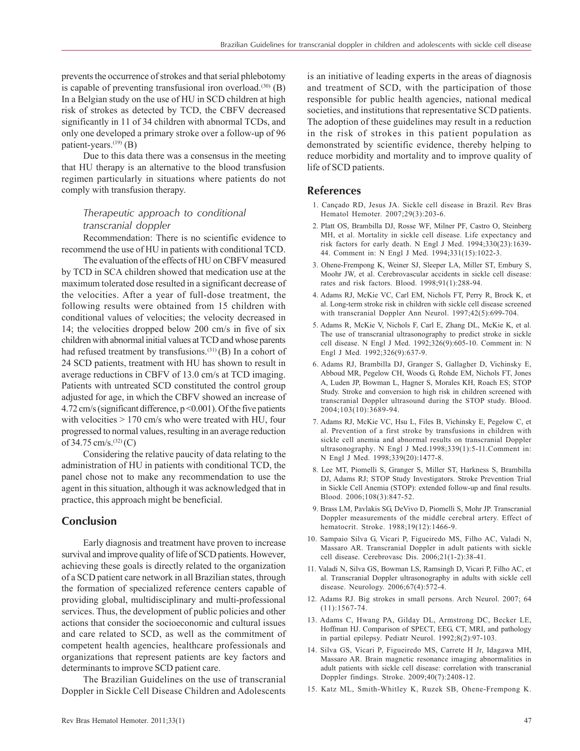prevents the occurrence of strokes and that serial phlebotomy is capable of preventing transfusional iron overload.[30] (B) In a Belgian study on the use of HU in SCD children at high risk of strokes as detected by TCD, the CBFV decreased significantly in 11 of 34 children with abnormal TCDs, and only one developed a primary stroke over a follow-up of 96 patient-years.[19] (B)

Due to this data there was a consensus in the meeting that HU therapy is an alternative to the blood transfusion regimen particularly in situations where patients do not comply with transfusion therapy.

### *Therapeutic approach to conditional transcranial doppler*

Recommendation: There is no scientific evidence to recommend the use of HU in patients with conditional TCD.

The evaluation of the effects of HU on CBFV measured by TCD in SCA children showed that medication use at the maximum tolerated dose resulted in a significant decrease of the velocities. After a year of full-dose treatment, the following results were obtained from 15 children with conditional values of velocities; the velocity decreased in 14; the velocities dropped below 200 cm/s in five of six children with abnormal initial values at TCD and whose parents had refused treatment by transfusions.[31] (B) In a cohort of 24 SCD patients, treatment with HU has shown to result in average reductions in CBFV of 13.0 cm/s at TCD imaging. Patients with untreated SCD constituted the control group adjusted for age, in which the CBFV showed an increase of 4.72 cm/s (significant difference, $p < 0.001$). Of the five patients with velocities > 170 cm/s who were treated with HU, four progressed to normal values, resulting in an average reduction of 34.75 cm/s.[32] (C)

Considering the relative paucity of data relating to the administration of HU in patients with conditional TCD, the panel chose not to make any recommendation to use the agent in this situation, although it was acknowledged that in practice, this approach might be beneficial.

## Conclusion

Early diagnosis and treatment have proven to increase survival and improve quality of life of SCD patients. However, achieving these goals is directly related to the organization of a SCD patient care network in all Brazilian states, through the formation of specialized reference centers capable of providing global, multidisciplinary and multi-professional services. Thus, the development of public policies and other actions that consider the socioeconomic and cultural issues and care related to SCD, as well as the commitment of competent health agencies, healthcare professionals and organizations that represent patients are key factors and determinants to improve SCD patient care.

The Brazilian Guidelines on the use of transcranial Doppler in Sickle Cell Disease Children and Adolescents is an initiative of leading experts in the areas of diagnosis and treatment of SCD, with the participation of those responsible for public health agencies, national medical societies, and institutions that representative SCD patients. The adoption of these guidelines may result in a reduction in the risk of strokes in this patient population as demonstrated by scientific evidence, thereby helping to reduce morbidity and mortality and to improve quality of life of SCD patients.

## References

1. Cançado RD, Jesus JA. Sickle cell disease in Brazil. Rev Bras Hematol Hemoter. 2007;29(3):203-6.
2. Platt OS, Brambilla DJ, Rosse WF, Milner PF, Castro O, Steinberg MH, et al. Mortality in sickle cell disease. Life expectancy and risk factors for early death. N Engl J Med. 1994;330(23):1639-44. Comment in: N Engl J Med. 1994;331(15):1022-3.
3. Ohene-Frempong K, Weiner SJ, Sleeper LA, Miller ST, Embury S, Moohr JW, et al. Cerebrovascular accidents in sickle cell disease: rates and risk factors. Blood. 1998;91(1):288-94.
4. Adams RJ, McKie VC, Carl EM, Nichols FT, Perry R, Brock K, et al. Long-term stroke risk in children with sickle cell disease screened with transcranial Doppler Ann Neurol. 1997;42(5):699-704.
5. Adams R, McKie V, Nichols F, Carl E, Zhang DL, McKie K, et al. The use of transcranial ultrasonography to predict stroke in sickle cell disease. N Engl J Med. 1992;326(9):605-10. Comment in: N Engl J Med. 1992;326(9):637-9.
6. Adams RJ, Brambilla DJ, Granger S, Gallagher D, Vichinsky E, Abboud MR, Pegelow CH, Woods G, Rohde EM, Nichols FT, Jones A, Luden JP, Bowman L, Hagner S, Morales KH, Roach ES; STOP Study. Stroke and conversion to high risk in children screened with transcranial Doppler ultrasound during the STOP study. Blood. 2004;103(10):3689-94.
7. Adams RJ, McKie VC, Hsu L, Files B, Vichinsky E, Pegelow C, et al. Prevention of a first stroke by transfusions in children with sickle cell anemia and abnormal results on transcranial Doppler ultrasonography. N Engl J Med.1998;339(1):5-11.Comment in: N Engl J Med. 1998;339(20):1477-8.
8. Lee MT, Piomelli S, Granger S, Miller ST, Harkness S, Brambilla DJ, Adams RJ; STOP Study Investigators. Stroke Prevention Trial in Sickle Cell Anemia (STOP): extended follow-up and final results. Blood. 2006;108(3):847-52.
9. Brass LM, Pavlakis SG, DeVivo D, Piomelli S, Mohr JP. Transcranial Doppler measurements of the middle cerebral artery. Effect of hematocrit. Stroke. 1988;19(12):1466-9.
10. Sampaio Silva G, Vicari P, Figueiredo MS, Filho AC, Valadi N, Massaro AR. Transcranial Doppler in adult patients with sickle cell disease. Cerebrovasc Dis. 2006;21(1-2):38-41.
11. Valadi N, Silva GS, Bowman LS, Ramsingh D, Vicari P, Filho AC, et al. Transcranial Doppler ultrasonography in adults with sickle cell disease. Neurology. 2006;67(4):572-4.
12. Adams RJ. Big strokes in small persons. Arch Neurol. 2007; 64 (11):1567-74.
13. Adams C, Hwang PA, Gilday DL, Armstrong DC, Becker LE, Hoffman HJ. Comparison of SPECT, EEG, CT, MRI, and pathology in partial epilepsy. Pediatr Neurol. 1992;8(2):97-103.
14. Silva GS, Vicari P, Figueiredo MS, Carrete H Jr, Idagawa MH, Massaro AR. Brain magnetic resonance imaging abnormalities in adult patients with sickle cell disease: correlation with transcranial Doppler findings. Stroke. 2009;40(7):2408-12.
15. Katz ML, Smith-Whitley K, Ruzek SB, Ohene-Frempong K.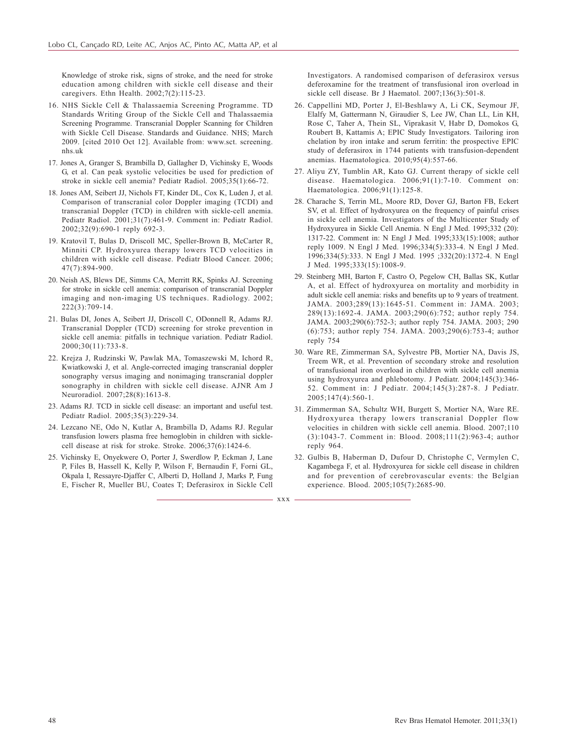Knowledge of stroke risk, signs of stroke, and the need for stroke education among children with sickle cell disease and their caregivers. Ethn Health. 2002;7(2):115-23.

16. NHS Sickle Cell & Thalassaemia Screening Programme. TD Standards Writing Group of the Sickle Cell and Thalassaemia Screening Programme. Transcranial Doppler Scanning for Children with Sickle Cell Disease. Standards and Guidance. NHS; March 2009. [cited 2010 Oct 12]. Available from: www.sct. screening. nhs.uk
17. Jones A, Granger S, Brambilla D, Gallagher D, Vichinsky E, Woods G, et al. Can peak systolic velocities be used for prediction of stroke in sickle cell anemia? Pediatr Radiol. 2005;35(1):66-72.
18. Jones AM, Seibert JJ, Nichols FT, Kinder DL, Cox K, Luden J, et al. Comparison of transcranial color Doppler imaging (TCDI) and transcranial Doppler (TCD) in children with sickle-cell anemia. Pediatr Radiol. 2001;31(7):461-9. Comment in: Pediatr Radiol. 2002;32(9):690-1 reply 692-3.
19. Kratovil T, Bulas D, Driscoll MC, Speller-Brown B, McCarter R, Minniti CP. Hydroxyurea therapy lowers TCD velocities in children with sickle cell disease. Pediatr Blood Cancer. 2006; 47(7):894-900.
20. Neish AS, Blews DE, Simms CA, Merritt RK, Spinks AJ. Screening for stroke in sickle cell anemia: comparison of transcranial Doppler imaging and non-imaging US techniques. Radiology. 2002; 222(3):709-14.
21. Bulas DI, Jones A, Seibert JJ, Driscoll C, ODonnell R, Adams RJ. Transcranial Doppler (TCD) screening for stroke prevention in sickle cell anemia: pitfalls in technique variation. Pediatr Radiol. 2000;30(11):733-8.
22. Krejza J, Rudzinski W, Pawlak MA, Tomaszewski M, Ichord R, Kwiatkowski J, et al. Angle-corrected imaging transcranial doppler sonography versus imaging and nonimaging transcranial doppler sonography in children with sickle cell disease. AJNR Am J Neuroradiol. 2007;28(8):1613-8.
23. Adams RJ. TCD in sickle cell disease: an important and useful test. Pediatr Radiol. 2005;35(3):229-34.
24. Lezcano NE, Odo N, Kutlar A, Brambilla D, Adams RJ. Regular transfusion lowers plasma free hemoglobin in children with sickle-cell disease at risk for stroke. Stroke. 2006;37(6):1424-6.
25. Vichinsky E, Onyekwere O, Porter J, Swerdlow P, Eckman J, Lane P, Files B, Hassell K, Kelly P, Wilson F, Bernaudin F, Forni GL, Okpala I, Ressayre-Djaffer C, Alberti D, Holland J, Marks P, Fung E, Fischer R, Mueller BU, Coates T; Deferasirox in Sickle Cell Investigators. A randomised comparison of deferasirox versus deferoxamine for the treatment of transfusional iron overload in sickle cell disease. Br J Haematol. 2007;136(3):501-8.
26. Cappellini MD, Porter J, El-Beshlawy A, Li CK, Seymour JF, Elalfy M, Gattermann N, Giraudier S, Lee JW, Chan LL, Lin KH, Rose C, Taher A, Thein SL, Viprakasit V, Habr D, Domokos G, Roubert B, Kattamis A; EPIC Study Investigators. Tailoring iron chelation by iron intake and serum ferritin: the prospective EPIC study of deferasirox in 1744 patients with transfusion-dependent anemias. Haematologica. 2010;95(4):557-66.
27. Aliyu ZY, Tumblin AR, Kato GJ. Current therapy of sickle cell disease. Haematologica. 2006;91(1):7-10. Comment on: Haematologica. 2006;91(1):125-8.
28. Charache S, Terrin ML, Moore RD, Dover GJ, Barton FB, Eckert SV, et al. Effect of hydroxyurea on the frequency of painful crises in sickle cell anemia. Investigators of the Multicenter Study of Hydroxyurea in Sickle Cell Anemia. N Engl J Med. 1995;332 (20): 1317-22. Comment in: N Engl J Med. 1995;333(15):1008; author reply 1009. N Engl J Med. 1996;334(5):333-4. N Engl J Med. 1996;334(5):333. N Engl J Med. 1995 ;332(20):1372-4. N Engl J Med. 1995;333(15):1008-9.
29. Steinberg MH, Barton F, Castro O, Pegelow CH, Ballas SK, Kutlar A, et al. Effect of hydroxyurea on mortality and morbidity in adult sickle cell anemia: risks and benefits up to 9 years of treatment. JAMA. 2003;289(13):1645-51. Comment in: JAMA. 2003; 289(13):1692-4. JAMA. 2003;290(6):752; author reply 754. JAMA. 2003;290(6):752-3; author reply 754. JAMA. 2003; 290 (6):753; author reply 754. JAMA. 2003;290(6):753-4; author reply 754
30. Ware RE, Zimmerman SA, Sylvestre PB, Mortier NA, Davis JS, Treem WR, et al. Prevention of secondary stroke and resolution of transfusional iron overload in children with sickle cell anemia using hydroxyurea and phlebotomy. J Pediatr. 2004;145(3):346-52. Comment in: J Pediatr. 2004;145(3):287-8. J Pediatr. 2005;147(4):560-1.
31. Zimmerman SA, Schultz WH, Burgett S, Mortier NA, Ware RE. Hydroxyurea therapy lowers transcranial Doppler flow velocities in children with sickle cell anemia. Blood. 2007;110 (3):1043-7. Comment in: Blood. 2008;111(2):963-4; author reply 964.
32. Gulbis B, Haberman D, Dufour D, Christophe C, Vermylen C, Kagambega F, et al. Hydroxyurea for sickle cell disease in children and for prevention of cerebrovascular events: the Belgian experience. Blood. 2005;105(7):2685-90.

xxx